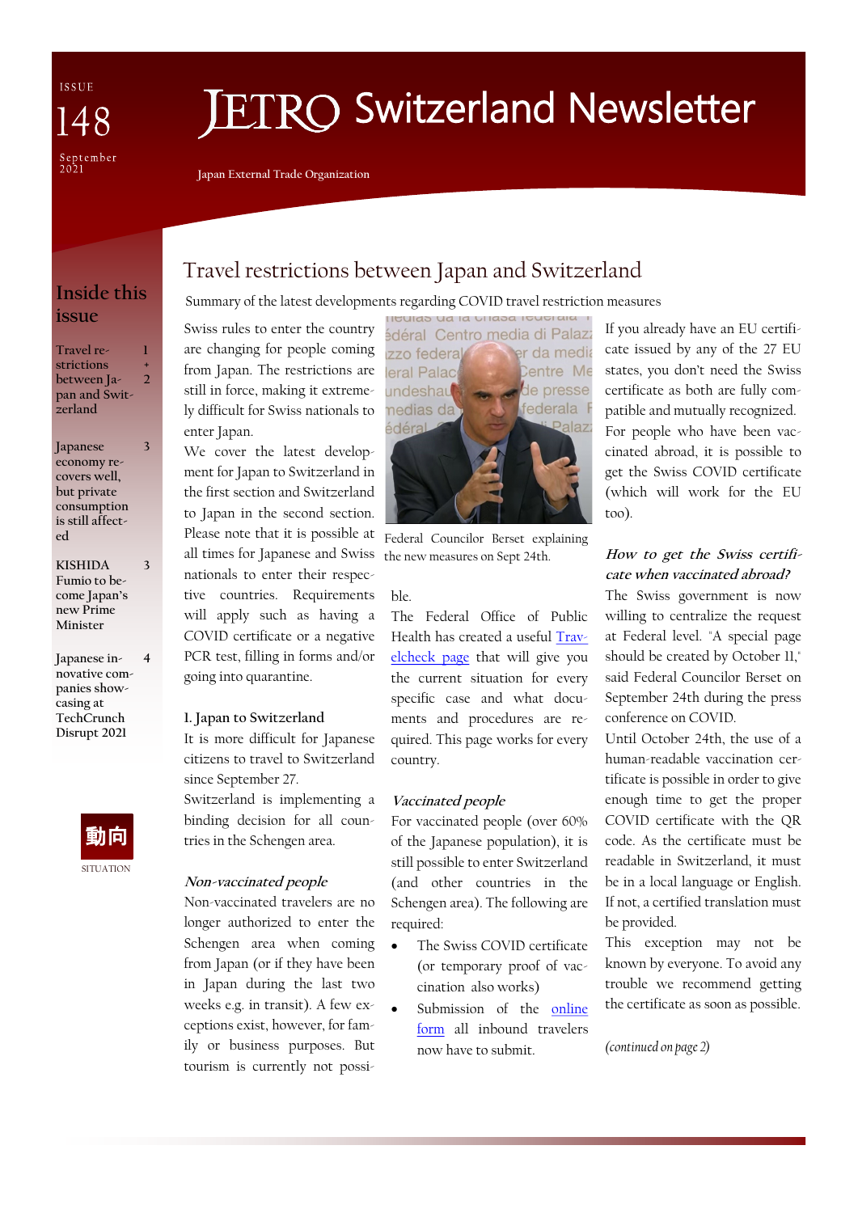ISSUE 148
September 2021

# JETRO Switzerland Newsletter

Japan External Trade Organization

## Inside this issue

- Travel restrictions between Japan and Switzerland — 1 + 2
- Japanese economy recovers well, but private consumption is still affected — 3
- KISHIDA Fumio to become Japan's new Prime Minister — 3
- Japanese innovative companies showcasing at TechCrunch Disrupt 2021 — 4

動向
SITUATION

# Travel restrictions between Japan and Switzerland

Summary of the latest developments regarding COVID travel restriction measures

Swiss rules to enter the country are changing for people coming from Japan. The restrictions are still in force, making it extremely difficult for Swiss nationals to enter Japan.

We cover the latest development for Japan to Switzerland in the first section and Switzerland to Japan in the second section. Please note that it is possible at all times for Japanese and Swiss nationals to enter their respective countries. Requirements will apply such as having a COVID certificate or a negative PCR test, filling in forms and/or going into quarantine.

### 1. Japan to Switzerland

It is more difficult for Japanese citizens to travel to Switzerland since September 27.

Switzerland is implementing a binding decision for all countries in the Schengen area.

#### *Non-vaccinated people*

Non-vaccinated travelers are no longer authorized to enter the Schengen area when coming from Japan (or if they have been in Japan during the last two weeks e.g. in transit). A few exceptions exist, however, for family or business purposes. But tourism is currently not possible.

Federal Councilor Berset explaining the new measures on Sept 24th.

The Federal Office of Public Health has created a useful [Travelcheck page](Travelcheck page) that will give you the current situation for every specific case and what documents and procedures are required. This page works for every country.

#### *Vaccinated people*

For vaccinated people (over 60% of the Japanese population), it is still possible to enter Switzerland (and other countries in the Schengen area). The following are required:

- The Swiss COVID certificate (or temporary proof of vaccination also works)
- Submission of the [online form](online form) all inbound travelers now have to submit.

If you already have an EU certificate issued by any of the 27 EU states, you don't need the Swiss certificate as both are fully compatible and mutually recognized.

For people who have been vaccinated abroad, it is possible to get the Swiss COVID certificate (which will work for the EU too).

#### *How to get the Swiss certificate when vaccinated abroad?*

The Swiss government is now willing to centralize the request at Federal level. "A special page should be created by October 11," said Federal Councilor Berset on September 24th during the press conference on COVID.

Until October 24th, the use of a human-readable vaccination certificate is possible in order to give enough time to get the proper COVID certificate with the QR code. As the certificate must be readable in Switzerland, it must be in a local language or English. If not, a certified translation must be provided.

This exception may not be known by everyone. To avoid any trouble we recommend getting the certificate as soon as possible.

*(continued on page 2)*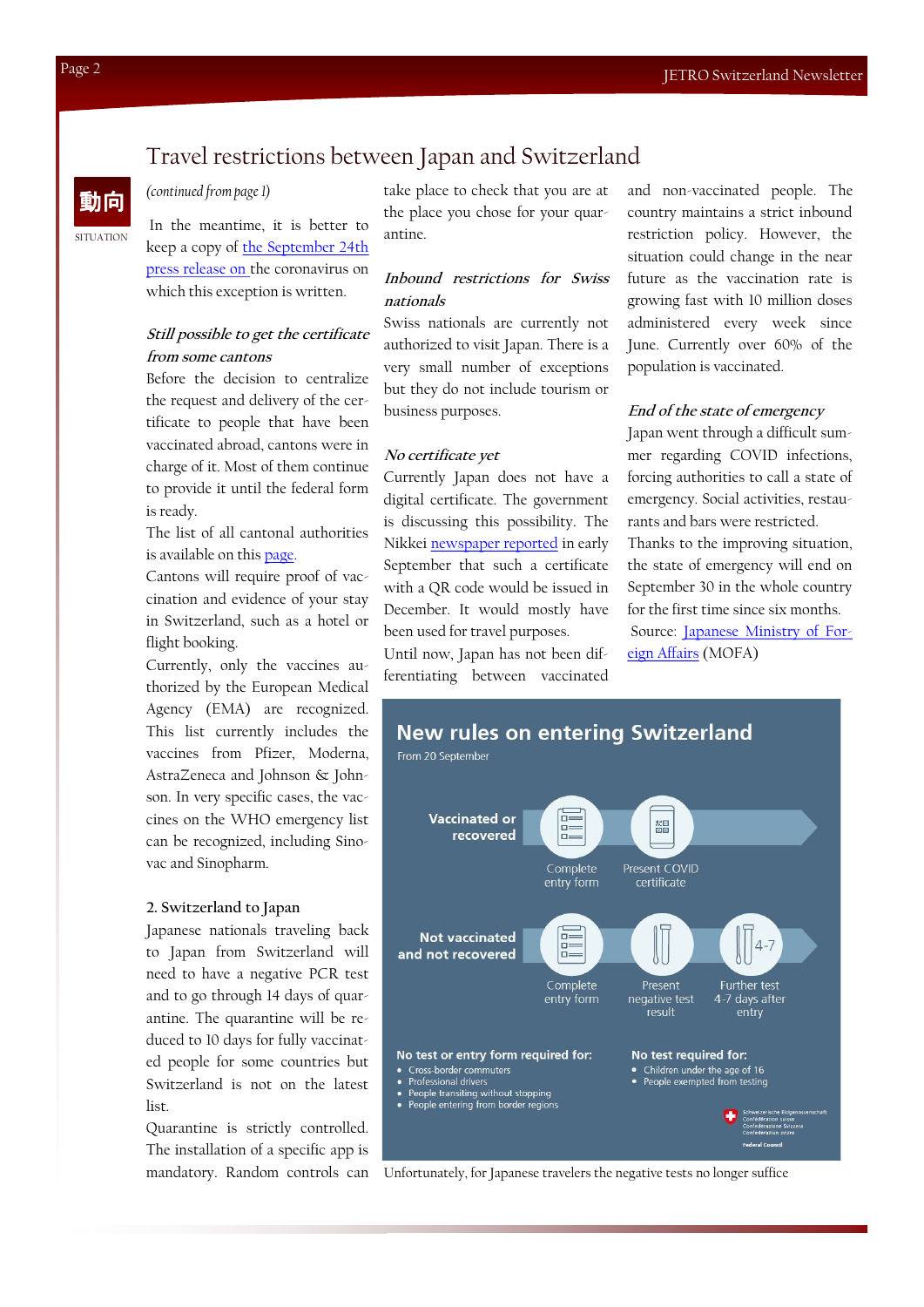# Travel restrictions between Japan and Switzerland

動向

SITUATION

*(continued from page 1)*

In the meantime, it is better to keep a copy of the September 24th press release on the coronavirus on which this exception is written.

***Still possible to get the certificate from some cantons***

Before the decision to centralize the request and delivery of the certificate to people that have been vaccinated abroad, cantons were in charge of it. Most of them continue to provide it until the federal form is ready.

The list of all cantonal authorities is available on this page.

Cantons will require proof of vaccination and evidence of your stay in Switzerland, such as a hotel or flight booking.

Currently, only the vaccines authorized by the European Medical Agency (EMA) are recognized. This list currently includes the vaccines from Pfizer, Moderna, AstraZeneca and Johnson & Johnson. In very specific cases, the vaccines on the WHO emergency list can be recognized, including Sinovac and Sinopharm.

## 2. Switzerland to Japan

Japanese nationals traveling back to Japan from Switzerland will need to have a negative PCR test and to go through 14 days of quarantine. The quarantine will be reduced to 10 days for fully vaccinated people for some countries but Switzerland is not on the latest list.

Quarantine is strictly controlled. The installation of a specific app is mandatory. Random controls can take place to check that you are at the place you chose for your quarantine.

***Inbound restrictions for Swiss nationals***

Swiss nationals are currently not authorized to visit Japan. There is a very small number of exceptions but they do not include tourism or business purposes.

***No certificate yet***

Currently Japan does not have a digital certificate. The government is discussing this possibility. The Nikkei newspaper reported in early September that such a certificate with a QR code would be issued in December. It would mostly have been used for travel purposes.

Until now, Japan has not been differentiating between vaccinated and non-vaccinated people. The country maintains a strict inbound restriction policy. However, the situation could change in the near future as the vaccination rate is growing fast with 10 million doses administered every week since June. Currently over 60% of the population is vaccinated.

***End of the state of emergency***

Japan went through a difficult summer regarding COVID infections, forcing authorities to call a state of emergency. Social activities, restaurants and bars were restricted.

Thanks to the improving situation, the state of emergency will end on September 30 in the whole country for the first time since six months.

Source: Japanese Ministry of Foreign Affairs (MOFA)

**New rules on entering Switzerland**

From 20 September

**Vaccinated or recovered**: Complete entry form → Present COVID certificate

**Not vaccinated and not recovered**: Complete entry form → Present negative test result → Further test 4-7 days after entry

**No test or entry form required for:**

- Cross-border commuters
- Professional drivers
- People transiting without stopping
- People entering from border regions

**No test required for:**

- Children under the age of 16
- People exempted from testing

Schweizerische Eidgenossenschaft / Confédération suisse / Confederazione Svizzera / Confederaziun svizra — Federal Council

Unfortunately, for Japanese travelers the negative tests no longer suffice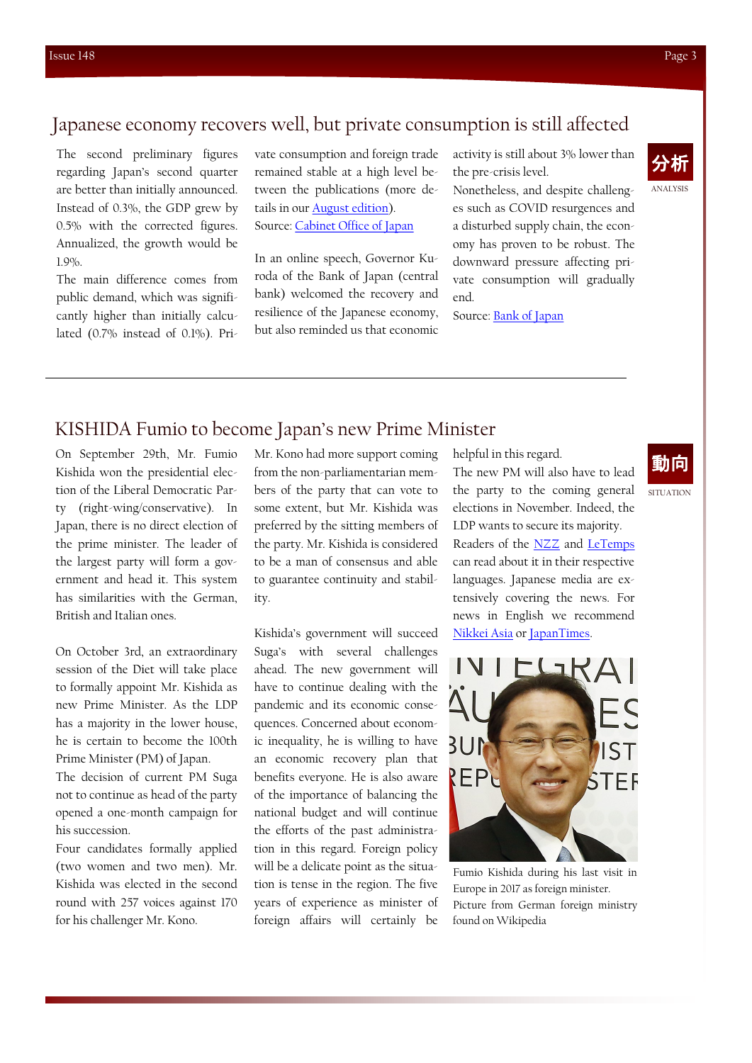## Japanese economy recovers well, but private consumption is still affected

分析
ANALYSIS

The second preliminary figures regarding Japan's second quarter are better than initially announced. Instead of 0.3%, the GDP grew by 0.5% with the corrected figures. Annualized, the growth would be 1.9%.

The main difference comes from public demand, which was significantly higher than initially calculated (0.7% instead of 0.1%). Private consumption and foreign trade remained stable at a high level between the publications (more details in our August edition).

Source: Cabinet Office of Japan

In an online speech, Governor Kuroda of the Bank of Japan (central bank) welcomed the recovery and resilience of the Japanese economy, but also reminded us that economic activity is still about 3% lower than the pre-crisis level.

Nonetheless, and despite challenges such as COVID resurgences and a disturbed supply chain, the economy has proven to be robust. The downward pressure affecting private consumption will gradually end.

Source: Bank of Japan

## KISHIDA Fumio to become Japan's new Prime Minister

動向
SITUATION

On September 29th, Mr. Fumio Kishida won the presidential election of the Liberal Democratic Party (right-wing/conservative). In Japan, there is no direct election of the prime minister. The leader of the largest party will form a government and head it. This system has similarities with the German, British and Italian ones.

On October 3rd, an extraordinary session of the Diet will take place to formally appoint Mr. Kishida as new Prime Minister. As the LDP has a majority in the lower house, he is certain to become the 100th Prime Minister (PM) of Japan.

The decision of current PM Suga not to continue as head of the party opened a one-month campaign for his succession.

Four candidates formally applied (two women and two men). Mr. Kishida was elected in the second round with 257 voices against 170 for his challenger Mr. Kono. Mr. Kono had more support coming from the non-parliamentarian members of the party that can vote to some extent, but Mr. Kishida was preferred by the sitting members of the party. Mr. Kishida is considered to be a man of consensus and able to guarantee continuity and stability.

Kishida's government will succeed Suga's with several challenges ahead. The new government will have to continue dealing with the pandemic and its economic consequences. Concerned about economic inequality, he is willing to have an economic recovery plan that benefits everyone. He is also aware of the importance of balancing the national budget and will continue the efforts of the past administration in this regard. Foreign policy will be a delicate point as the situation is tense in the region. The five years of experience as minister of foreign affairs will certainly be helpful in this regard.

The new PM will also have to lead the party to the coming general elections in November. Indeed, the LDP wants to secure its majority.

Readers of the NZZ and LeTemps can read about it in their respective languages. Japanese media are extensively covering the news. For news in English we recommend Nikkei Asia or JapanTimes.

Fumio Kishida during his last visit in Europe in 2017 as foreign minister. Picture from German foreign ministry found on Wikipedia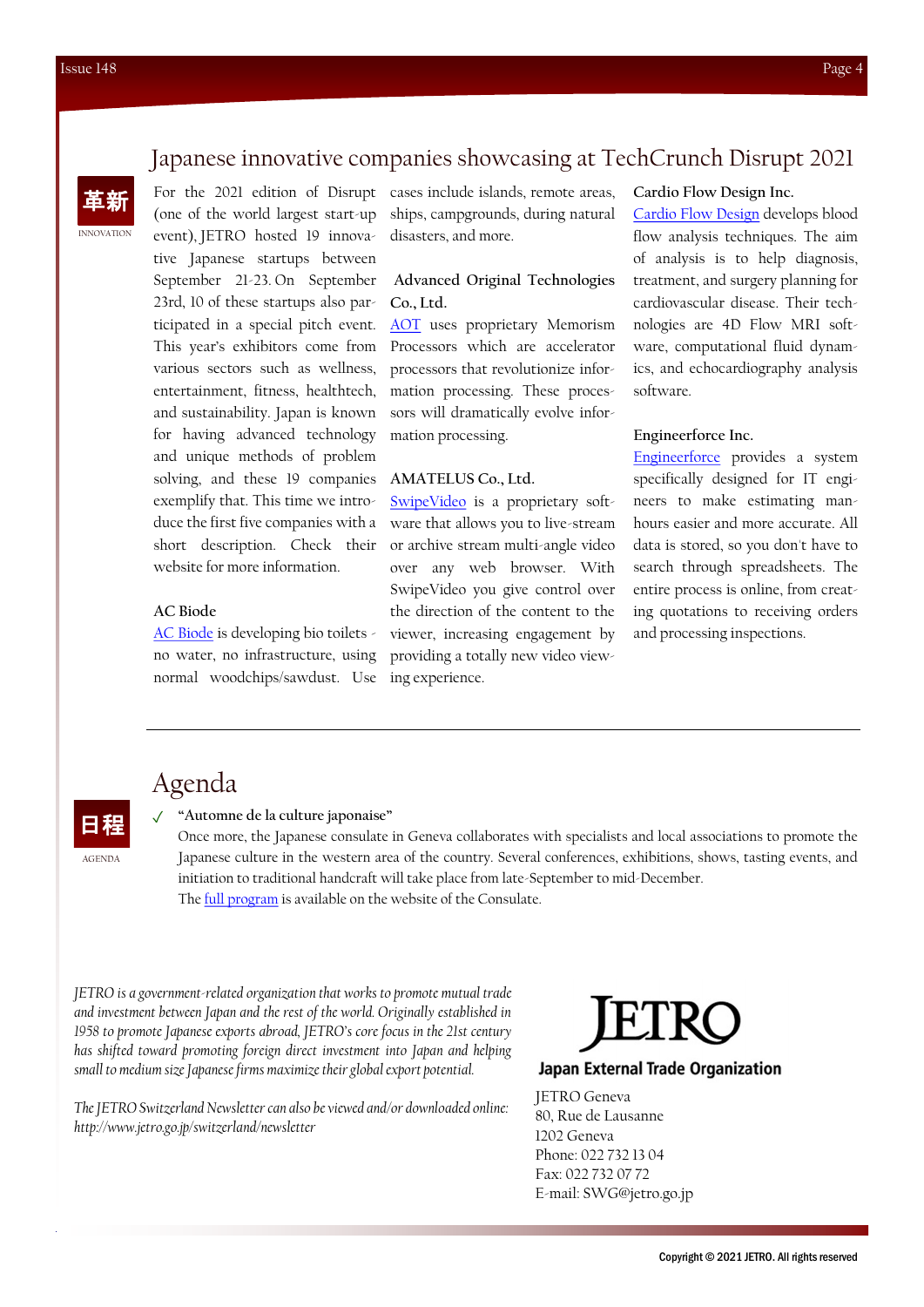## Japanese innovative companies showcasing at TechCrunch Disrupt 2021

革新

INNOVATION

For the 2021 edition of Disrupt (one of the world largest start-up event), JETRO hosted 19 innovative Japanese startups between September 21-23. On September 23rd, 10 of these startups also participated in a special pitch event. This year's exhibitors come from various sectors such as wellness, entertainment, fitness, healthtech, and sustainability. Japan is known for having advanced technology and unique methods of problem solving, and these 19 companies exemplify that. This time we introduce the first five companies with a short description. Check their website for more information.

**AC Biode**

AC Biode is developing bio toilets - no water, no infrastructure, using normal woodchips/sawdust. Use cases include islands, remote areas, ships, campgrounds, during natural disasters, and more.

**Advanced Original Technologies Co., Ltd.**

AOT uses proprietary Memorism Processors which are accelerator processors that revolutionize information processing. These processors will dramatically evolve information processing.

**AMATELUS Co., Ltd.**

SwipeVideo is a proprietary software that allows you to live-stream or archive stream multi-angle video over any web browser. With SwipeVideo you give control over the direction of the content to the viewer, increasing engagement by providing a totally new video viewing experience.

**Cardio Flow Design Inc.**

Cardio Flow Design develops blood flow analysis techniques. The aim of analysis is to help diagnosis, treatment, and surgery planning for cardiovascular disease. Their technologies are 4D Flow MRI software, computational fluid dynamics, and echocardiography analysis software.

**Engineerforce Inc.**

Engineerforce provides a system specifically designed for IT engineers to make estimating man-hours easier and more accurate. All data is stored, so you don't have to search through spreadsheets. The entire process is online, from creating quotations to receiving orders and processing inspections.

---

## Agenda

日程

AGENDA

✓ **"Automne de la culture japonaise"**

Once more, the Japanese consulate in Geneva collaborates with specialists and local associations to promote the Japanese culture in the western area of the country. Several conferences, exhibitions, shows, tasting events, and initiation to traditional handcraft will take place from late-September to mid-December.

The full program is available on the website of the Consulate.

*JETRO is a government-related organization that works to promote mutual trade and investment between Japan and the rest of the world. Originally established in 1958 to promote Japanese exports abroad, JETRO's core focus in the 21st century has shifted toward promoting foreign direct investment into Japan and helping small to medium size Japanese firms maximize their global export potential.*

*The JETRO Switzerland Newsletter can also be viewed and/or downloaded online: http://www.jetro.go.jp/switzerland/newsletter*

JETRO

Japan External Trade Organization

JETRO Geneva
80, Rue de Lausanne
1202 Geneva
Phone: 022 732 13 04
Fax: 022 732 07 72
E-mail: SWG@jetro.go.jp

Copyright © 2021 JETRO. All rights reserved